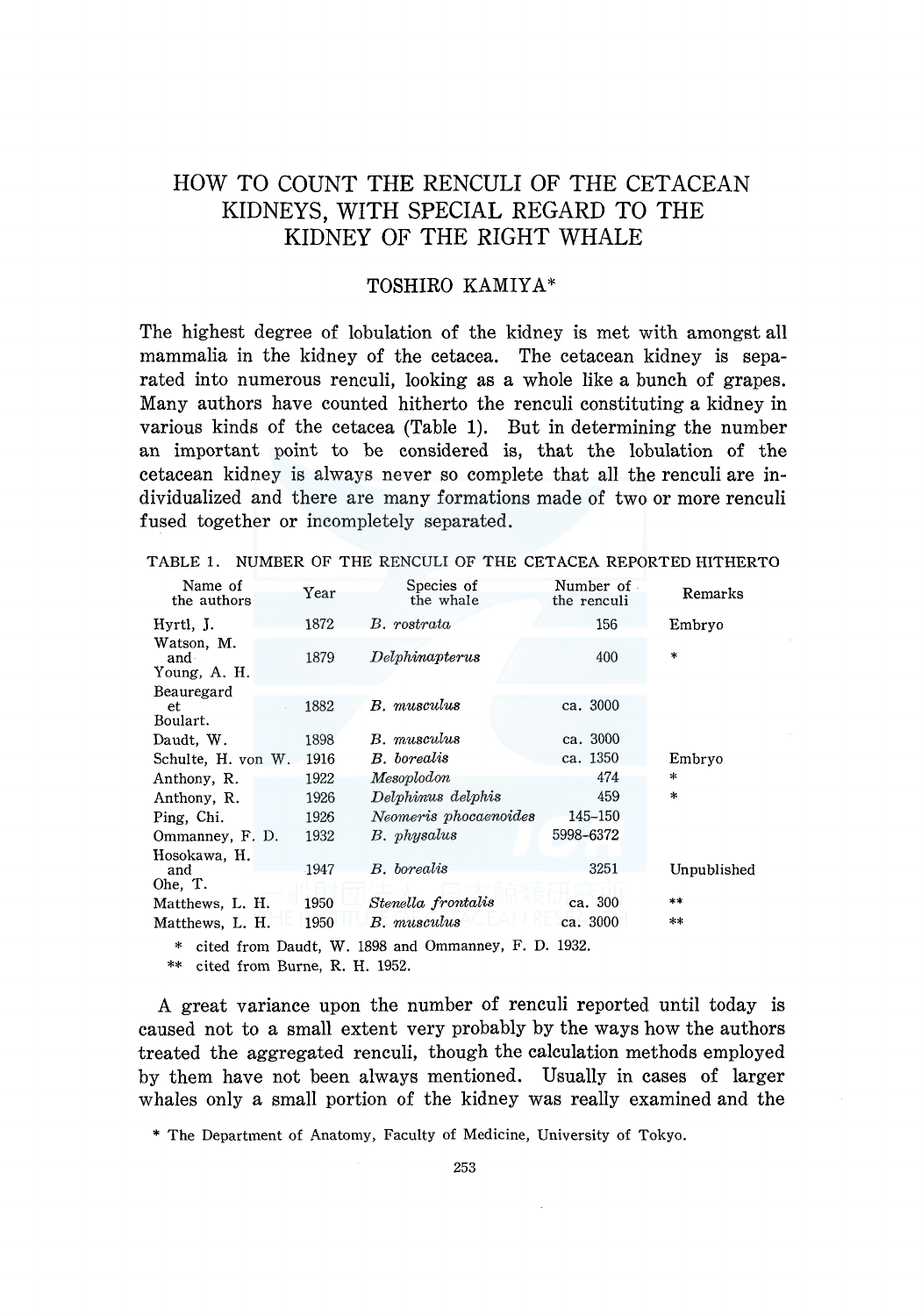# HOW TO COUNT THE RENCULI OF THE CETACEAN KIDNEYS, WITH SPECIAL REGARD TO THE KIDNEY OF THE RIGHT WHALE

## TOSHIRO KAMIYA*

The highest degree of lobulation of the kidney is met with amongst all mammalia in the kidney of the cetacea. The cetacean kidney is separated into numerous renculi, looking as a whole like a bunch of grapes. Many authors have counted hitherto the renculi constituting a kidney in various kinds of the cetacea (Table 1). But in determining the number an important point to be considered is, that the lobulation of the cetacean kidney is always never so complete that all the renculi are individualized and there are many formations made of two or more renculi fused together or incompletely separated.

TABLE 1. NUMBER OF THE RENCULI OF THE CETACEA REPORTED HITHERTO

| Name of the authors | Year | Species of the whale | Number of the renculi | Remarks |
|---|---|---|---|---|
| Hyrtl, J. | 1872 | *B. rostrata* | 156 | Embryo |
| Watson, M. and Young, A. H. | 1879 | *Delphinapterus* | 400 | * |
| Beauregard et Boulart. | 1882 | *B. musculus* | ca. 3000 | |
| Daudt, W. | 1898 | *B. musculus* | ca. 3000 | |
| Schulte, H. von W. | 1916 | *B. borealis* | ca. 1350 | Embryo |
| Anthony, R. | 1922 | *Mesoplodon* | 474 | * |
| Anthony, R. | 1926 | *Delphinus delphis* | 459 | * |
| Ping, Chi. | 1926 | *Neomeris phocaenoides* | 145–150 | |
| Ommanney, F. D. | 1932 | *B. physalus* | 5998–6372 | |
| Hosokawa, H. and Ohe, T. | 1947 | *B. borealis* | 3251 | Unpublished |
| Matthews, L. H. | 1950 | *Stenella frontalis* | ca. 300 | ** |
| Matthews, L. H. | 1950 | *B. musculus* | ca. 3000 | ** |

\* cited from Daudt, W. 1898 and Ommanney, F. D. 1932.

\*\* cited from Burne, R. H. 1952.

A great variance upon the number of renculi reported until today is caused not to a small extent very probably by the ways how the authors treated the aggregated renculi, though the calculation methods employed by them have not been always mentioned. Usually in cases of larger whales only a small portion of the kidney was really examined and the

\* The Department of Anatomy, Faculty of Medicine, University of Tokyo.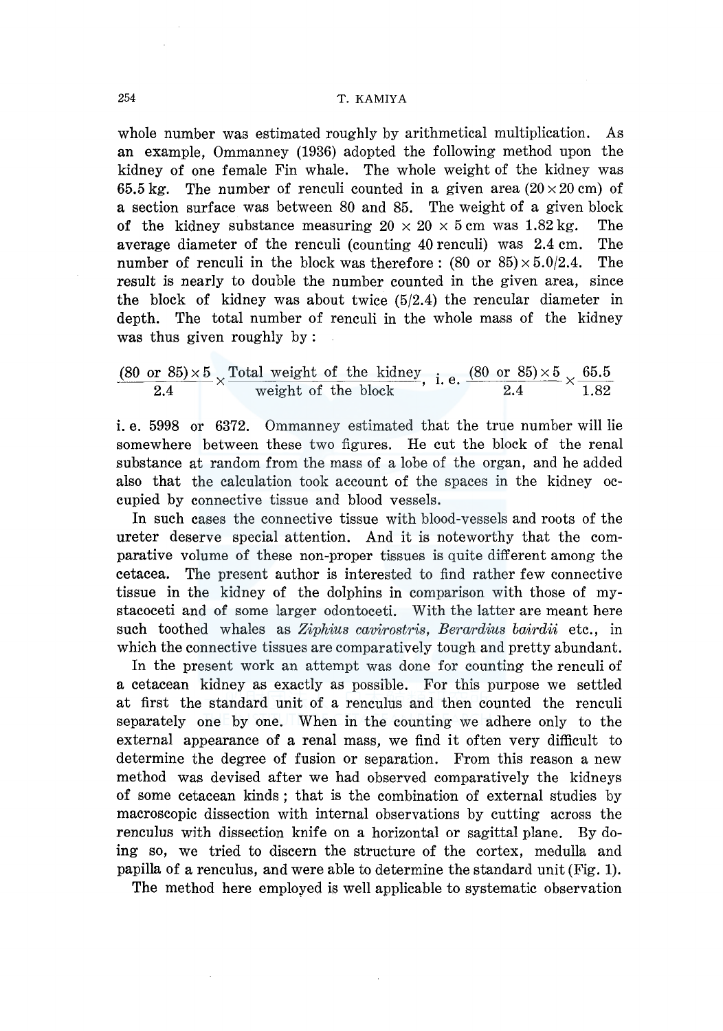whole number was estimated roughly by arithmetical multiplication. As an example, Ommanney (1936) adopted the following method upon the kidney of one female Fin whale. The whole weight of the kidney was 65.5 kg. The number of renculi counted in a given area ($20 \times 20$ cm) of a section surface was between 80 and 85. The weight of a given block of the kidney substance measuring $20 \times 20 \times 5$ cm was 1.82 kg. The average diameter of the renculi (counting 40 renculi) was 2.4 cm. The number of renculi in the block was therefore : $(80 \text{ or } 85) \times 5.0/2.4$. The result is nearly to double the number counted in the given area, since the block of kidney was about twice (5/2.4) the rencular diameter in depth. The total number of renculi in the whole mass of the kidney was thus given roughly by :

$$\frac{(80 \text{ or } 85) \times 5}{2.4} \times \frac{\text{Total weight of the kidney}}{\text{weight of the block}}, \text{ i. e. } \frac{(80 \text{ or } 85) \times 5}{2.4} \times \frac{65.5}{1.82}$$

i. e. 5998 or 6372. Ommanney estimated that the true number will lie somewhere between these two figures. He cut the block of the renal substance at random from the mass of a lobe of the organ, and he added also that the calculation took account of the spaces in the kidney occupied by connective tissue and blood vessels.

In such cases the connective tissue with blood-vessels and roots of the ureter deserve special attention. And it is noteworthy that the comparative volume of these non-proper tissues is quite different among the cetacea. The present author is interested to find rather few connective tissue in the kidney of the dolphins in comparison with those of mystacoceti and of some larger odontoceti. With the latter are meant here such toothed whales as *Ziphius cavirostris*, *Berardius bairdii* etc., in which the connective tissues are comparatively tough and pretty abundant.

In the present work an attempt was done for counting the renculi of a cetacean kidney as exactly as possible. For this purpose we settled at first the standard unit of a renculus and then counted the renculi separately one by one. When in the counting we adhere only to the external appearance of a renal mass, we find it often very difficult to determine the degree of fusion or separation. From this reason a new method was devised after we had observed comparatively the kidneys of some cetacean kinds ; that is the combination of external studies by macroscopic dissection with internal observations by cutting across the renculus with dissection knife on a horizontal or sagittal plane. By doing so, we tried to discern the structure of the cortex, medulla and papilla of a renculus, and were able to determine the standard unit (Fig. 1).

The method here employed is well applicable to systematic observation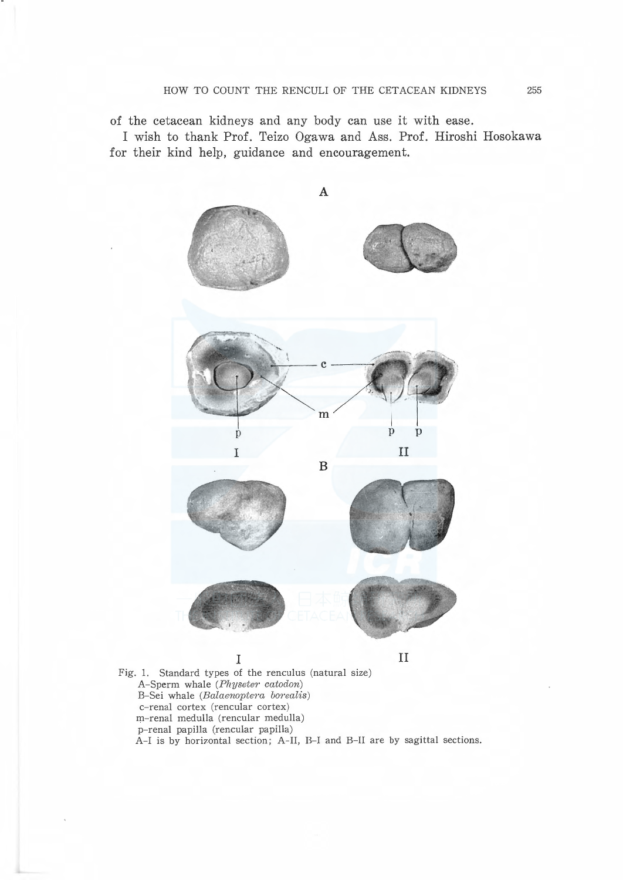of the cetacean kidneys and any body can use it with ease.

I wish to thank Prof. Teizo Ogawa and Ass. Prof. Hiroshi Hosokawa for their kind help, guidance and encouragement.

Fig. 1. Standard types of the renculus (natural size)
A–Sperm whale (*Physeter catodon*)
B–Sei whale (*Balaenoptera borealis*)
c–renal cortex (rencular cortex)
m–renal medulla (rencular medulla)
p–renal papilla (rencular papilla)
A–I is by horizontal section; A–II, B–I and B–II are by sagittal sections.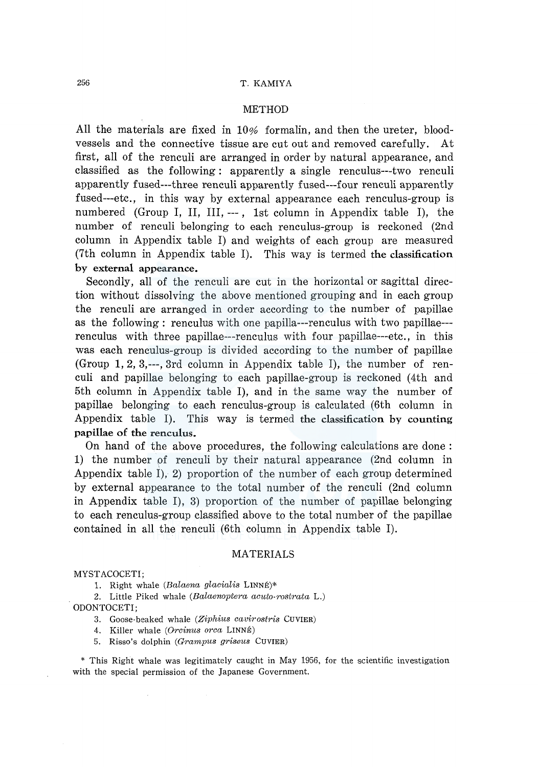## METHOD

All the materials are fixed in 10% formalin, and then the ureter, blood-vessels and the connective tissue are cut out and removed carefully. At first, all of the renculi are arranged in order by natural appearance, and classified as the following: apparently a single renculus---two renculi apparently fused---three renculi apparently fused---four renculi apparently fused---etc., in this way by external appearance each renculus-group is numbered (Group I, II, III, ---, 1st column in Appendix table I), the number of renculi belonging to each renculus-group is reckoned (2nd column in Appendix table I) and weights of each group are measured (7th column in Appendix table I). This way is termed **the classification by external appearance.**

Secondly, all of the renculi are cut in the horizontal or sagittal direction without dissolving the above mentioned grouping and in each group the renculi are arranged in order according to the number of papillae as the following: renculus with one papilla---renculus with two papillae---renculus with three papillae---renculus with four papillae---etc., in this was each renculus-group is divided according to the number of papillae (Group 1, 2, 3,---, 3rd column in Appendix table I), the number of renculi and papillae belonging to each papillae-group is reckoned (4th and 5th column in Appendix table I), and in the same way the number of papillae belonging to each renculus-group is calculated (6th column in Appendix table I). This way is termed **the classification by counting papillae of the renculus.**

On hand of the above procedures, the following calculations are done: 1) the number of renculi by their natural appearance (2nd column in Appendix table I), 2) proportion of the number of each group determined by external appearance to the total number of the renculi (2nd column in Appendix table I), 3) proportion of the number of papillae belonging to each renculus-group classified above to the total number of the papillae contained in all the renculi (6th column in Appendix table I).

## MATERIALS

MYSTACOCETI;

1. Right whale (*Balaena glacialis* LINNÉ)*
2. Little Piked whale (*Balaenoptera acuto-rostrata* L.)

ODONTOCETI;

3. Goose-beaked whale (*Ziphius cavirostris* CUVIER)
4. Killer whale (*Orcinus orca* LINNÉ)
5. Risso's dolphin (*Grampus griseus* CUVIER)

\* This Right whale was legitimately caught in May 1956, for the scientific investigation with the special permission of the Japanese Government.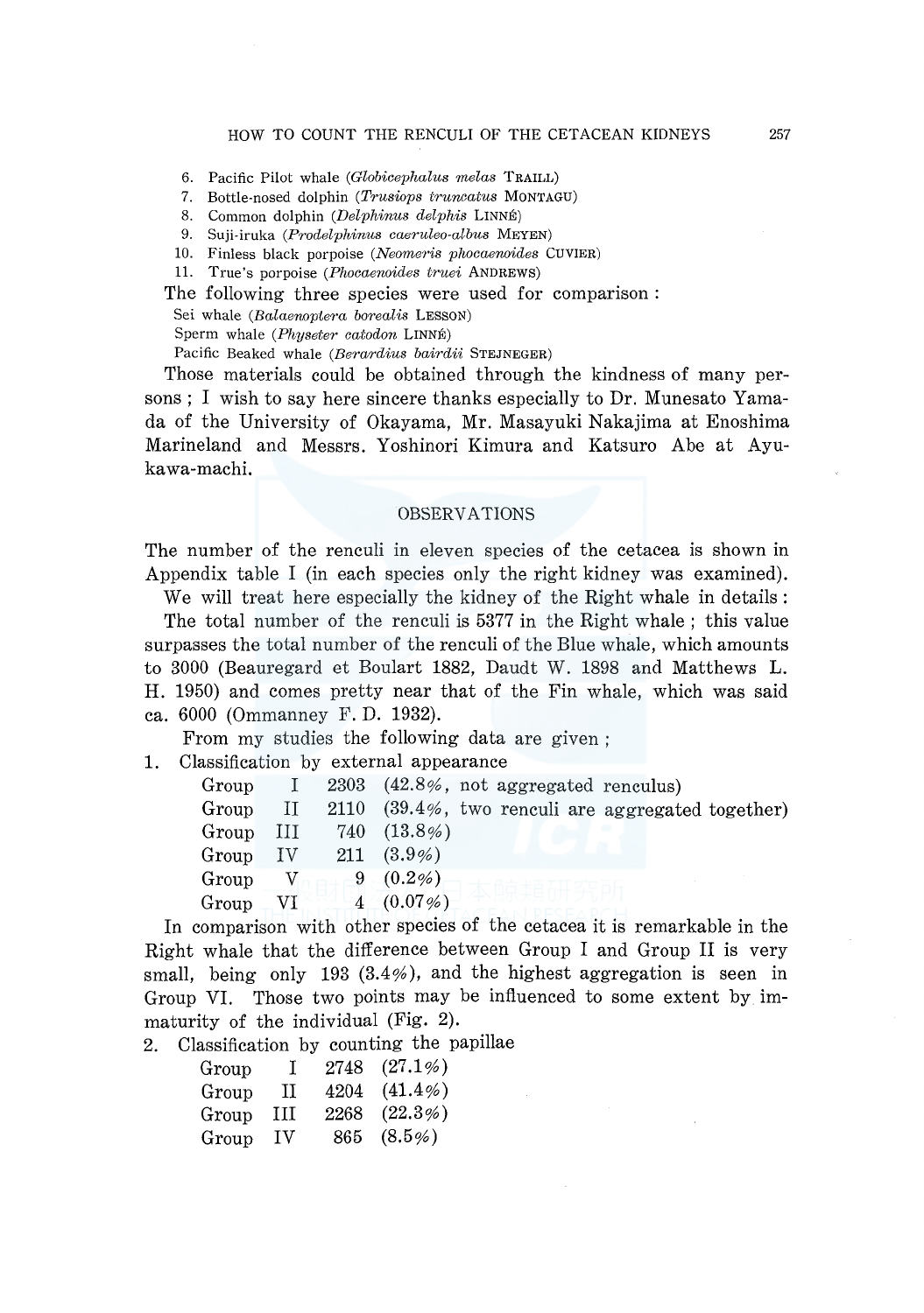6. Pacific Pilot whale (*Globicephalus melas* TRAILL)
7. Bottle-nosed dolphin (*Trusiops truncatus* MONTAGU)
8. Common dolphin (*Delphinus delphis* LINNÉ)
9. Suji-iruka (*Prodelphinus caeruleo-albus* MEYEN)
10. Finless black porpoise (*Neomeris phocaenoides* CUVIER)
11. True's porpoise (*Phocaenoides truei* ANDREWS)

The following three species were used for comparison :

Sei whale (*Balaenoptera borealis* LESSON)
Sperm whale (*Physeter catodon* LINNÉ)
Pacific Beaked whale (*Berardius bairdii* STEJNEGER)

Those materials could be obtained through the kindness of many persons ; I wish to say here sincere thanks especially to Dr. Munesato Yamada of the University of Okayama, Mr. Masayuki Nakajima at Enoshima Marineland and Messrs. Yoshinori Kimura and Katsuro Abe at Ayukawa-machi.

## OBSERVATIONS

The number of the renculi in eleven species of the cetacea is shown in Appendix table I (in each species only the right kidney was examined).

We will treat here especially the kidney of the Right whale in details :

The total number of the renculi is 5377 in the Right whale ; this value surpasses the total number of the renculi of the Blue whale, which amounts to 3000 (Beauregard et Boulart 1882, Daudt W. 1898 and Matthews L. H. 1950) and comes pretty near that of the Fin whale, which was said ca. 6000 (Ommanney F. D. 1932).

From my studies the following data are given ;

1. Classification by external appearance

| | | |
|---|---|---|
| Group I | 2303 | (42.8%, not aggregated renculus) |
| Group II | 2110 | (39.4%, two renculi are aggregated together) |
| Group III | 740 | (13.8%) |
| Group IV | 211 | (3.9%) |
| Group V | 9 | (0.2%) |
| Group VI | 4 | (0.07%) |

In comparison with other species of the cetacea it is remarkable in the Right whale that the difference between Group I and Group II is very small, being only 193 (3.4%), and the highest aggregation is seen in Group VI. Those two points may be influenced to some extent by immaturity of the individual (Fig. 2).

2. Classification by counting the papillae

| | | |
|---|---|---|
| Group I | 2748 | (27.1%) |
| Group II | 4204 | (41.4%) |
| Group III | 2268 | (22.3%) |
| Group IV | 865 | (8.5%) |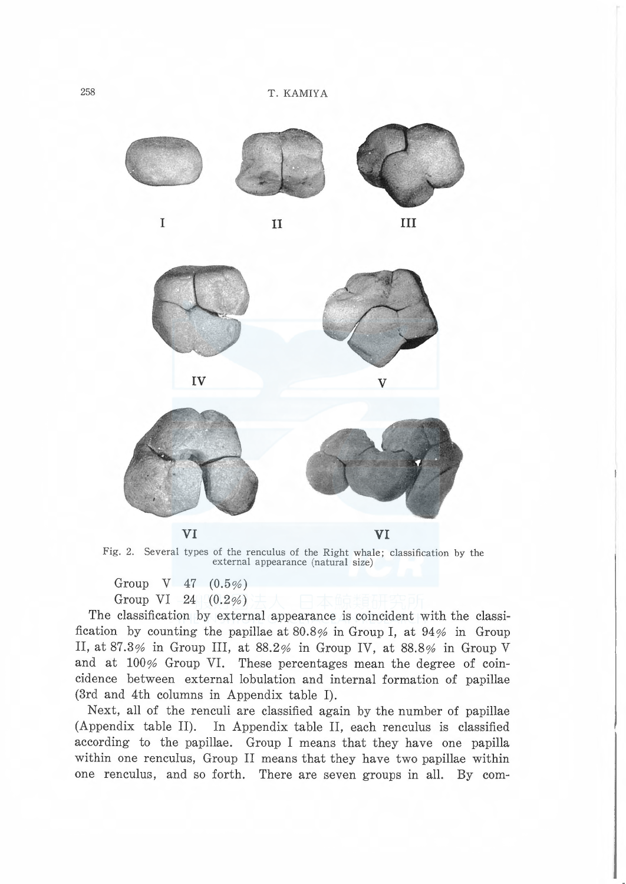I II III

IV V

VI VI

Fig. 2. Several types of the renculus of the Right whale; classification by the external appearance (natural size)

Group V 47 (0.5%)
Group VI 24 (0.2%)

The classification by external appearance is coincident with the classification by counting the papillae at 80.8% in Group I, at 94% in Group II, at 87.3% in Group III, at 88.2% in Group IV, at 88.8% in Group V and at 100% Group VI. These percentages mean the degree of coincidence between external lobulation and internal formation of papillae (3rd and 4th columns in Appendix table I).

Next, all of the renculi are classified again by the number of papillae (Appendix table II). In Appendix table II, each renculus is classified according to the papillae. Group I means that they have one papilla within one renculus, Group II means that they have two papillae within one renculus, and so forth. There are seven groups in all. By com-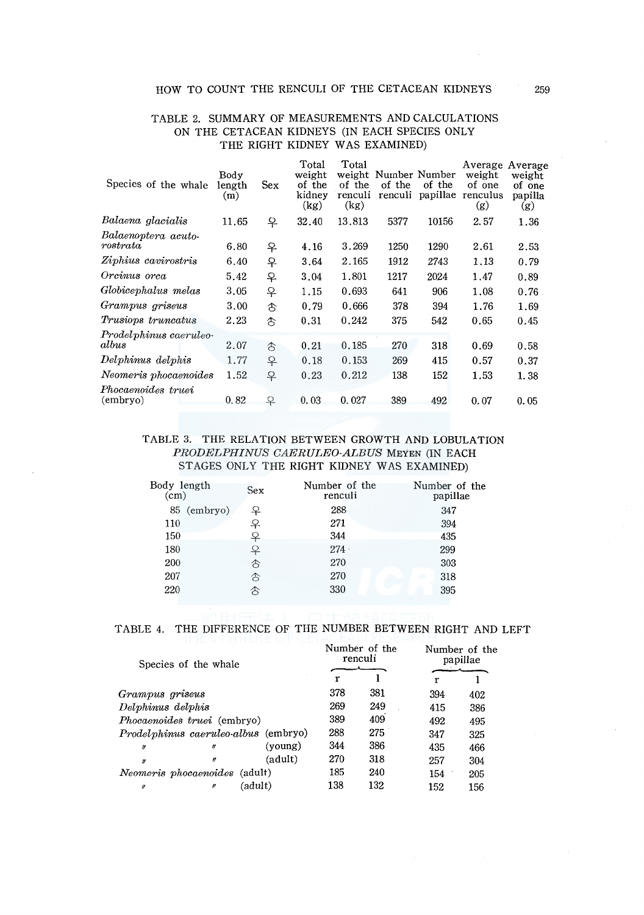TABLE 2. SUMMARY OF MEASUREMENTS AND CALCULATIONS ON THE CETACEAN KIDNEYS (IN EACH SPECIES ONLY THE RIGHT KIDNEY WAS EXAMINED)

| Species of the whale | Body length (m) | Sex | Total weight of the kidney (kg) | Total weight of the renculi (kg) | Number of the renculi | Number of the papillae | Average weight of one renculus (g) | Average weight of one papilla (g) |
|---|---|---|---|---|---|---|---|---|
| *Balaena glacialis* | 11.65 | ♀ | 32.40 | 13.813 | 5377 | 10156 | 2.57 | 1.36 |
| *Balaenoptera acuto-rostrata* | 6.80 | ♀ | 4.16 | 3.269 | 1250 | 1290 | 2.61 | 2.53 |
| *Ziphius cavirostris* | 6.40 | ♀ | 3.64 | 2.165 | 1912 | 2743 | 1.13 | 0.79 |
| *Orcinus orca* | 5.42 | ♀ | 3.04 | 1.801 | 1217 | 2024 | 1.47 | 0.89 |
| *Globicephalus melas* | 3.05 | ♀ | 1.15 | 0.693 | 641 | 906 | 1.08 | 0.76 |
| *Grampus griseus* | 3.00 | ♂ | 0.79 | 0.666 | 378 | 394 | 1.76 | 1.69 |
| *Trusiops truncatus* | 2.23 | ♂ | 0.31 | 0.242 | 375 | 542 | 0.65 | 0.45 |
| *Prodelphinus caeruleo-albus* | 2.07 | ♂ | 0.21 | 0.185 | 270 | 318 | 0.69 | 0.58 |
| *Delphinus delphis* | 1.77 | ♀ | 0.18 | 0.153 | 269 | 415 | 0.57 | 0.37 |
| *Neomeris phocaenoides* | 1.52 | ♀ | 0.23 | 0.212 | 138 | 152 | 1.53 | 1.38 |
| *Phocaenoides truei* (embryo) | 0.82 | ♀ | 0.03 | 0.027 | 389 | 492 | 0.07 | 0.05 |

TABLE 3. THE RELATION BETWEEN GROWTH AND LOBULATION *PRODELPHINUS CAERULEO-ALBUS* MEYEN (IN EACH STAGES ONLY THE RIGHT KIDNEY WAS EXAMINED)

| Body length (cm) | Sex | Number of the renculi | Number of the papillae |
|---|---|---|---|
| 85 (embryo) | ♀ | 288 | 347 |
| 110 | ♀ | 271 | 394 |
| 150 | ♀ | 344 | 435 |
| 180 | ♀ | 274 | 299 |
| 200 | ♂ | 270 | 303 |
| 207 | ♂ | 270 | 318 |
| 220 | ♂ | 330 | 395 |

TABLE 4. THE DIFFERENCE OF THE NUMBER BETWEEN RIGHT AND LEFT

| Species of the whale | Number of the renculi | | Number of the papillae | |
|---|---|---|---|---|
| | r | l | r | l |
| *Grampus griseus* | 378 | 381 | 394 | 402 |
| *Delphinus delphis* | 269 | 249 | 415 | 386 |
| *Phocaenoides truei* (embryo) | 389 | 409 | 492 | 495 |
| *Prodelphinus caeruleo-albus* (embryo) | 288 | 275 | 347 | 325 |
| 〃 〃 (young) | 344 | 386 | 435 | 466 |
| 〃 〃 (adult) | 270 | 318 | 257 | 304 |
| *Neomeris phocaenoides* (adult) | 185 | 240 | 154 | 205 |
| 〃 〃 (adult) | 138 | 132 | 152 | 156 |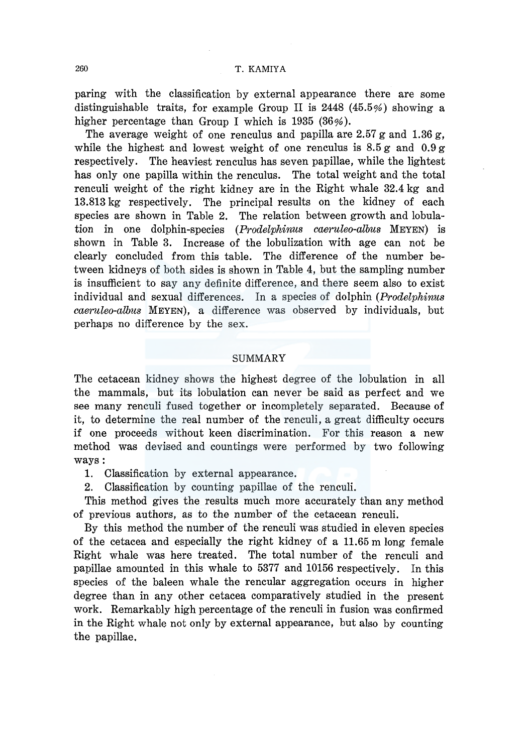paring with the classification by external appearance there are some distinguishable traits, for example Group II is 2448 (45.5%) showing a higher percentage than Group I which is 1935 (36%).

The average weight of one renculus and papilla are 2.57 g and 1.36 g, while the highest and lowest weight of one renculus is 8.5 g and 0.9 g respectively. The heaviest renculus has seven papillae, while the lightest has only one papilla within the renculus. The total weight and the total renculi weight of the right kidney are in the Right whale 32.4 kg and 13.813 kg respectively. The principal results on the kidney of each species are shown in Table 2. The relation between growth and lobulation in one dolphin-species (*Prodelphinus caeruleo-albus* MEYEN) is shown in Table 3. Increase of the lobulization with age can not be clearly concluded from this table. The difference of the number between kidneys of both sides is shown in Table 4, but the sampling number is insufficient to say any definite difference, and there seem also to exist individual and sexual differences. In a species of dolphin (*Prodelphinus caeruleo-albus* MEYEN), a difference was observed by individuals, but perhaps no difference by the sex.

## SUMMARY

The cetacean kidney shows the highest degree of the lobulation in all the mammals, but its lobulation can never be said as perfect and we see many renculi fused together or incompletely separated. Because of it, to determine the real number of the renculi, a great difficulty occurs if one proceeds without keen discrimination. For this reason a new method was devised and countings were performed by two following ways:

1. Classification by external appearance.
2. Classification by counting papillae of the renculi.

This method gives the results much more accurately than any method of previous authors, as to the number of the cetacean renculi.

By this method the number of the renculi was studied in eleven species of the cetacea and especially the right kidney of a 11.65 m long female Right whale was here treated. The total number of the renculi and papillae amounted in this whale to 5377 and 10156 respectively. In this species of the baleen whale the rencular aggregation occurs in higher degree than in any other cetacea comparatively studied in the present work. Remarkably high percentage of the renculi in fusion was confirmed in the Right whale not only by external appearance, but also by counting the papillae.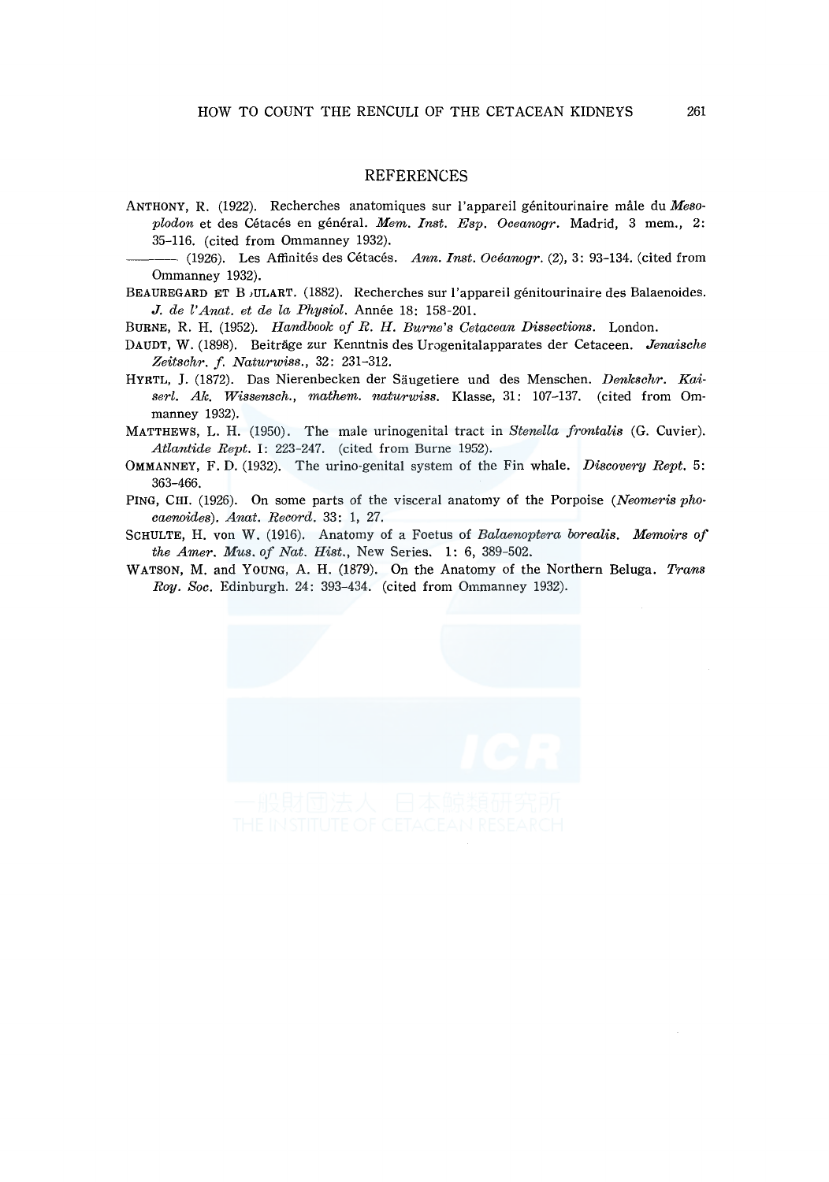## REFERENCES

ANTHONY, R. (1922). Recherches anatomiques sur l'appareil génitourinaire mâle du *Mesoplodon* et des Cétacés en général. *Mem. Inst. Esp. Oceanogr.* Madrid, 3 mem., 2: 35–116. (cited from Ommanney 1932).

——— (1926). Les Affinités des Cétacés. *Ann. Inst. Océanogr.* (2), 3: 93–134. (cited from Ommanney 1932).

BEAUREGARD ET BOULART. (1882). Recherches sur l'appareil génitourinaire des Balaenoides. *J. de l'Anat. et de la Physiol.* Année 18: 158–201.

BURNE, R. H. (1952). *Handbook of R. H. Burne's Cetacean Dissections.* London.

DAUDT, W. (1898). Beiträge zur Kenntnis des Urogenitalapparates der Cetaceen. *Jenaische Zeitschr. f. Naturwiss.*, 32: 231–312.

HYRTL, J. (1872). Das Nierenbecken der Säugetiere und des Menschen. *Denkschr. Kaiserl. Ak. Wissensch., mathem. naturwiss.* Klasse, 31: 107–137. (cited from Ommanney 1932).

MATTHEWS, L. H. (1950). The male urinogenital tract in *Stenella frontalis* (G. Cuvier). *Atlantide Rept.* I: 223–247. (cited from Burne 1952).

OMMANNEY, F. D. (1932). The urino-genital system of the Fin whale. *Discovery Rept.* 5: 363–466.

PING, CHI. (1926). On some parts of the visceral anatomy of the Porpoise (*Neomeris phocaenoides*). *Anat. Record.* 33: 1, 27.

SCHULTE, H. von W. (1916). Anatomy of a Foetus of *Balaenoptera borealis*. *Memoirs of the Amer. Mus. of Nat. Hist.*, New Series. 1: 6, 389–502.

WATSON, M. and YOUNG, A. H. (1879). On the Anatomy of the Northern Beluga. *Trans Roy. Soc.* Edinburgh. 24: 393–434. (cited from Ommanney 1932).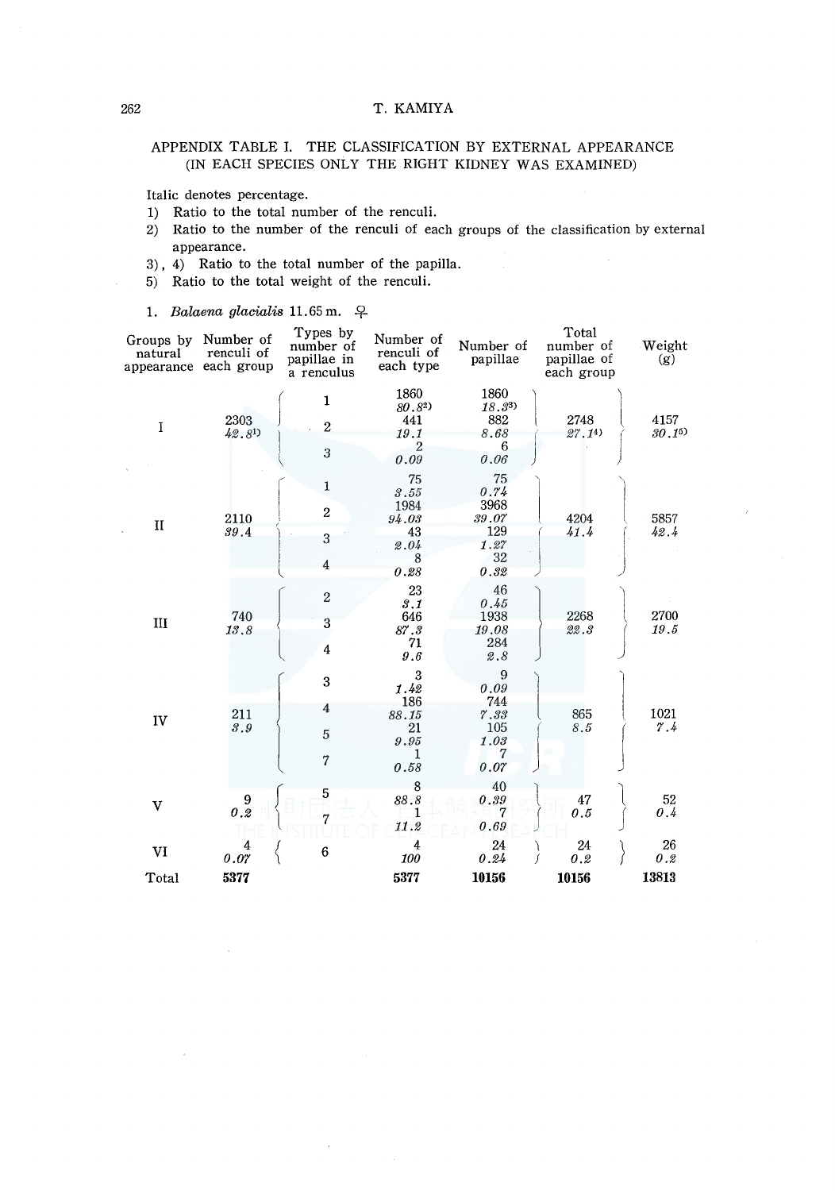## APPENDIX TABLE I. THE CLASSIFICATION BY EXTERNAL APPEARANCE (IN EACH SPECIES ONLY THE RIGHT KIDNEY WAS EXAMINED)

Italic denotes percentage.

1) Ratio to the total number of the renculi.
2) Ratio to the number of the renculi of each groups of the classification by external appearance.
3), 4) Ratio to the total number of the papilla.
5) Ratio to the total weight of the renculi.

1. *Balaena glacialis* 11.65 m. ♀

| Groups by natural appearance | Number of renculi of each group | Types by number of papillae in a renculus | Number of renculi of each type | Number of papillae | Total number of papillae of each group | Weight (g) |
|---|---|---|---|---|---|---|
| I | 2303 *42.8*[1] | 1 | 1860 *80.8*[2] | 1860 *18.3*[3] | 2748 *27.1*[4] | 4157 *30.1*[5] |
| | | 2 | 441 *19.1* | 882 *8.68* | | |
| | | 3 | 2 *0.09* | 6 *0.06* | | |
| II | 2110 *39.4* | 1 | 75 *3.55* | 75 *0.74* | 4204 *41.4* | 5857 *42.4* |
| | | 2 | 1984 *94.03* | 3968 *39.07* | | |
| | | 3 | 43 *2.04* | 129 *1.27* | | |
| | | 4 | 8 *0.28* | 32 *0.32* | | |
| III | 740 *13.8* | 2 | 23 *3.1* | 46 *0.45* | 2268 *22.3* | 2700 *19.5* |
| | | 3 | 646 *87.3* | 1938 *19.08* | | |
| | | 4 | 71 *9.6* | 284 *2.8* | | |
| IV | 211 *3.9* | 3 | 3 *1.42* | 9 *0.09* | 865 *8.5* | 1021 *7.4* |
| | | 4 | 186 *88.15* | 744 *7.33* | | |
| | | 5 | 21 *9.95* | 105 *1.03* | | |
| | | 7 | 1 *0.58* | 7 *0.07* | | |
| V | 9 *0.2* | 5 | 8 *88.8* | 40 *0.39* | 47 *0.5* | 52 *0.4* |
| | | 7 | 1 *11.2* | 7 *0.69* | | |
| VI | 4 *0.07* | 6 | 4 *100* | 24 *0.24* | 24 *0.2* | 26 *0.2* |
| Total | **5377** | | **5377** | **10156** | **10156** | **13813** |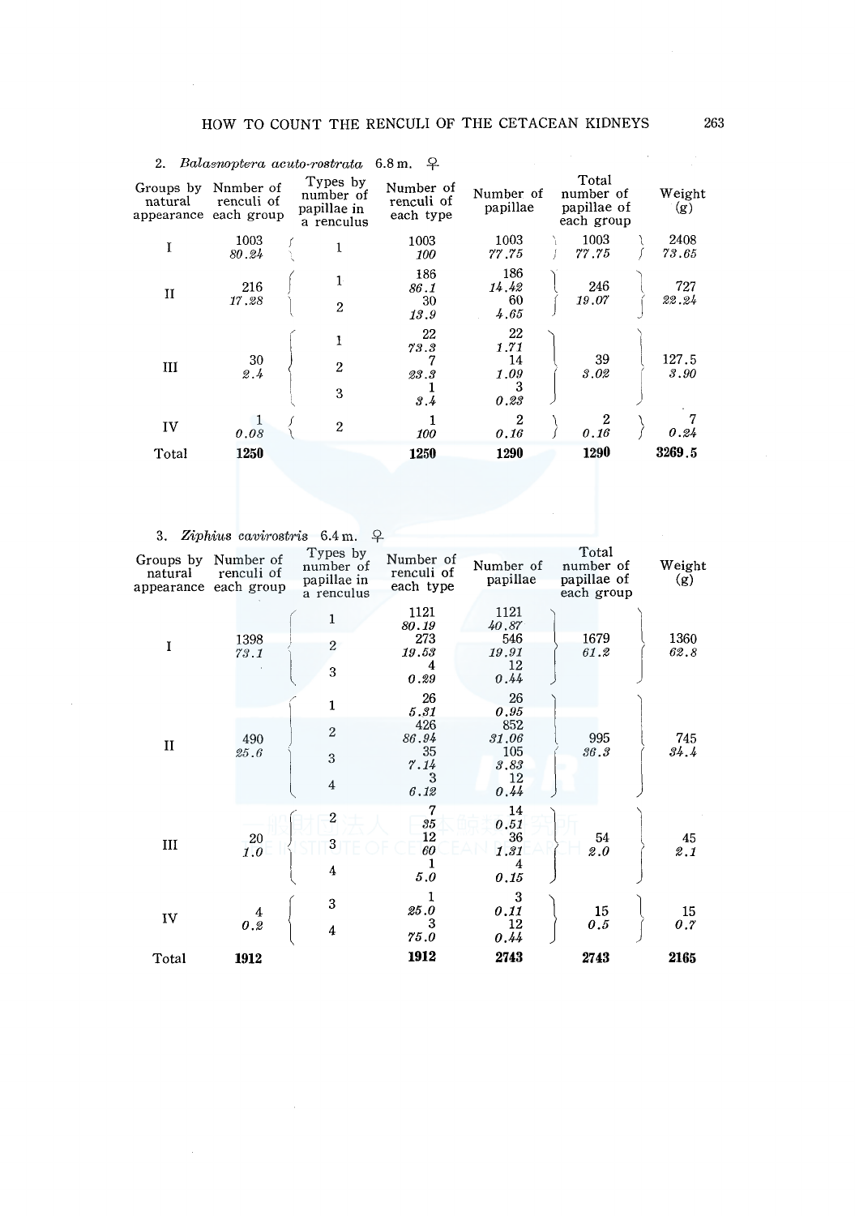2. *Balaenoptera acuto-rostrata* 6.8 m. ♀

| Groups by natural appearance | Nnmber of renculi of each group | Types by number of papillae in a renculus | Number of renculi of each type | Number of papillae | Total number of papillae of each group | Weight (g) |
|---|---|---|---|---|---|---|
| I | 1003 *80.24* | 1 | 1003 *100* | 1003 *77.75* | 1003 *77.75* | 2408 *73.65* |
| II | 216 *17.28* | 1 | 186 *86.1* | 186 *14.42* | 246 *19.07* | 727 *22.24* |
| | | 2 | 30 *13.9* | 60 *4.65* | | |
| III | 30 *2.4* | 1 | 22 *73.3* | 22 *1.71* | 39 *3.02* | 127.5 *3.90* |
| | | 2 | 7 *23.3* | 14 *1.09* | | |
| | | 3 | 1 *3.4* | 3 *0.23* | | |
| IV | 1 *0.08* | 2 | 1 *100* | 2 *0.16* | 2 *0.16* | 7 *0.24* |
| Total | **1250** | | **1250** | **1290** | **1290** | **3269.5** |

3. *Ziphius cavirostris* 6.4 m. ♀

| Groups by natural appearance | Number of renculi of each group | Types by number of papillae in a renculus | Number of renculi of each type | Number of papillae | Total number of papillae of each group | Weight (g) |
|---|---|---|---|---|---|---|
| I | 1398 *73.1* | 1 | 1121 *80.19* | 1121 *40.87* | 1679 *61.2* | 1360 *62.8* |
| | | 2 | 273 *19.53* | 546 *19.91* | | |
| | | 3 | 4 *0.29* | 12 *0.44* | | |
| II | 490 *25.6* | 1 | 26 *5.31* | 26 *0.95* | 995 *36.3* | 745 *34.4* |
| | | 2 | 426 *86.94* | 852 *31.06* | | |
| | | 3 | 35 *7.14* | 105 *3.83* | | |
| | | 4 | 3 *6.12* | 12 *0.44* | | |
| III | 20 *1.0* | 2 | 7 *35* | 14 *0.51* | 54 *2.0* | 45 *2.1* |
| | | 3 | 12 *60* | 36 *1.31* | | |
| | | 4 | 1 *5.0* | 4 *0.15* | | |
| IV | 4 *0.2* | 3 | 1 *25.0* | 3 *0.11* | 15 *0.5* | 15 *0.7* |
| | | 4 | 3 *75.0* | 12 *0.44* | | |
| Total | **1912** | | **1912** | **2743** | **2743** | **2165** |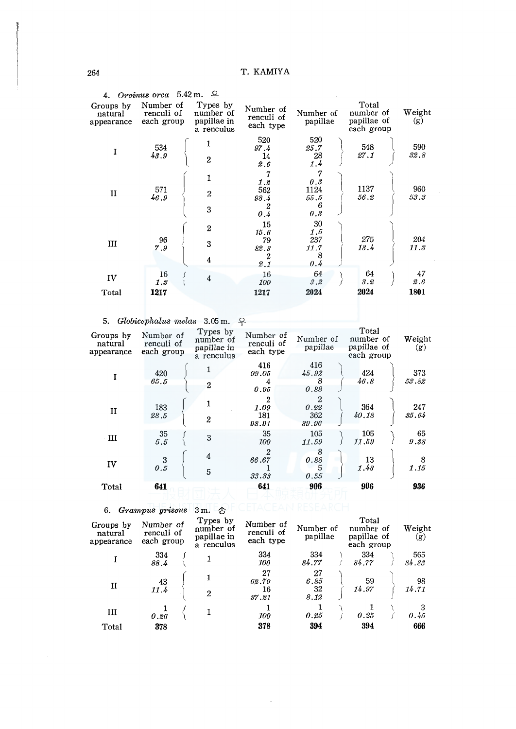4. *Orcinus orca* 5.42 m. ♀

| Groups by natural appearance | Number of renculi of each group | Types by number of papillae in a renculus | Number of renculi of each type | Number of papillae | Total number of papillae of each group | Weight (g) |
|---|---|---|---|---|---|---|
| I | 534 *43.9* | 1 | 520 *97.4* | 520 *25.7* | 548 *27.1* | 590 *32.8* |
| | | 2 | 14 *2.6* | 28 *1.4* | | |
| II | 571 *46.9* | 1 | 7 *1.2* | 7 *0.3* | 1137 *56.2* | 960 *53.3* |
| | | 2 | 562 *98.4* | 1124 *55.5* | | |
| | | 3 | 2 *0.4* | 6 *0.3* | | |
| III | 96 *7.9* | 2 | 15 *15.6* | 30 *1.5* | 275 *13.4* | 204 *11.3* |
| | | 3 | 79 *82.3* | 237 *11.7* | | |
| | | 4 | 2 *2.1* | 8 *0.4* | | |
| IV | 16 *1.3* | 4 | 16 *100* | 64 *3.2* | 64 *3.2* | 47 *2.6* |
| Total | **1217** | | **1217** | **2024** | **2024** | **1801** |

5. *Globicephalus melas* 3.05 m. ♀

| Groups by natural appearance | Number of renculi of each group | Types by number of papillae in a renculus | Number of renculi of each type | Number of papillae | Total number of papillae of each group | Weight (g) |
|---|---|---|---|---|---|---|
| I | 420 *65.5* | 1 | 416 *99.05* | 416 *45.92* | 424 *46.8* | 373 *53.82* |
| | | 2 | 4 *0.95* | 8 *0.88* | | |
| II | 183 *28.5* | 1 | 2 *1.09* | 2 *0.22* | 364 *40.18* | 247 *35.64* |
| | | 2 | 181 *98.91* | 362 *39.96* | | |
| III | 35 *5.5* | 3 | 35 *100* | 105 *11.59* | 105 *11.59* | 65 *9.38* |
| IV | 3 *0.5* | 4 | 2 *66.67* | 8 *0.88* | 13 *1.43* | 8 *1.15* |
| | | 5 | 1 *33.33* | 5 *0.55* | | |
| Total | **641** | | **641** | **906** | **906** | **936** |

6. *Grampus griseus* 3 m. ♂

| Groups by natural appearance | Number of renculi of each group | Types by number of papillae in a renculus | Number of renculi of each type | Number of papillae | Total number of papillae of each group | Weight (g) |
|---|---|---|---|---|---|---|
| I | 334 *88.4* | 1 | 334 *100* | 334 *84.77* | 334 *84.77* | 565 *84.83* |
| II | 43 *11.4* | 1 | 27 *62.79* | 27 *6.85* | 59 *14.97* | 98 *14.71* |
| | | 2 | 16 *37.21* | 32 *8.12* | | |
| III | 1 *0.26* | 1 | 1 *100* | 1 *0.25* | 1 *0.25* | 3 *0.45* |
| Total | **378** | | **378** | **394** | **394** | **666** |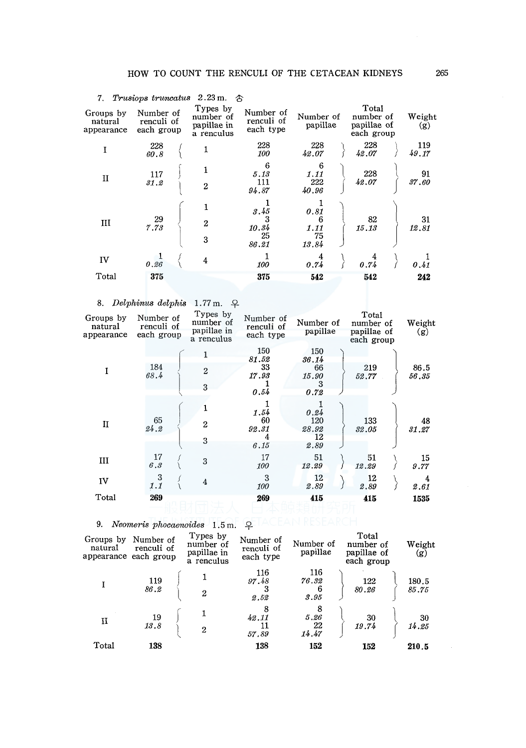7. *Trusiops truncatus* 2.23 m. ♂

| Groups by natural appearance | Number of renculi of each group | Types by number of papillae in a renculus | Number of renculi of each type | Number of papillae | Total number of papillae of each group | Weight (g) |
|---|---|---|---|---|---|---|
| I | 228<br>*60.8* | 1 | 228<br>*100* | 228<br>*42.07* | 228<br>*42.07* | 119<br>*49.17* |
| II | 117<br>*31.2* | 1 | 6<br>*5.13* | 6<br>*1.11* | 228<br>*42.07* | 91<br>*37.60* |
| | | 2 | 111<br>*94.87* | 222<br>*40.96* | | |
| III | 29<br>*7.73* | 1 | 1<br>*3.45* | 1<br>*0.81* | 82<br>*15.13* | 31<br>*12.81* |
| | | 2 | 3<br>*10.34* | 6<br>*1.11* | | |
| | | 3 | 25<br>*86.21* | 75<br>*13.84* | | |
| IV | 1<br>*0.26* | 4 | 1<br>*100* | 4<br>*0.74* | 4<br>*0.74* | 1<br>*0.41* |
| Total | **375** | | **375** | **542** | **542** | **242** |

8. *Delphinus delphis* 1.77 m. ♀

| Groups by natural appearance | Number of renculi of each group | Types by number of papillae in a renculus | Number of renculi of each type | Number of papillae | Total number of papillae of each group | Weight (g) |
|---|---|---|---|---|---|---|
| I | 184<br>*68.4* | 1 | 150<br>*81.52* | 150<br>*36.14* | 219<br>*52.77* | 86.5<br>*56.35* |
| | | 2 | 33<br>*17.93* | 66<br>*15.90* | | |
| | | 3 | 1<br>*0.54* | 3<br>*0.72* | | |
| II | 65<br>*24.2* | 1 | 1<br>*1.54* | 1<br>*0.24* | 133<br>*32.05* | 48<br>*31.27* |
| | | 2 | 60<br>*92.31* | 120<br>*28.92* | | |
| | | 3 | 4<br>*6.15* | 12<br>*2.89* | | |
| III | 17<br>*6.3* | 3 | 17<br>*100* | 51<br>*12.29* | 51<br>*12.29* | 15<br>*9.77* |
| IV | 3<br>*1.1* | 4 | 3<br>*100* | 12<br>*2.89* | 12<br>*2.89* | 4<br>*2.61* |
| Total | **269** | | **269** | **415** | **415** | **1535** |

9. *Neomeris phocaenoides* 1.5 m. ♀

| Groups by natural appearance | Number of renculi of each group | Types by number of papillae in a renculus | Number of renculi of each type | Number of papillae | Total number of papillae of each group | Weight (g) |
|---|---|---|---|---|---|---|
| I | 119<br>*86.2* | 1 | 116<br>*97.48* | 116<br>*76.32* | 122<br>*80.26* | 180.5<br>*85.75* |
| | | 2 | 3<br>*2.52* | 6<br>*3.95* | | |
| II | 19<br>*13.8* | 1 | 8<br>*42.11* | 8<br>*5.26* | 30<br>*19.74* | 30<br>*14.25* |
| | | 2 | 11<br>*57.89* | 22<br>*14.47* | | |
| Total | **138** | | **138** | **152** | **152** | **210.5** |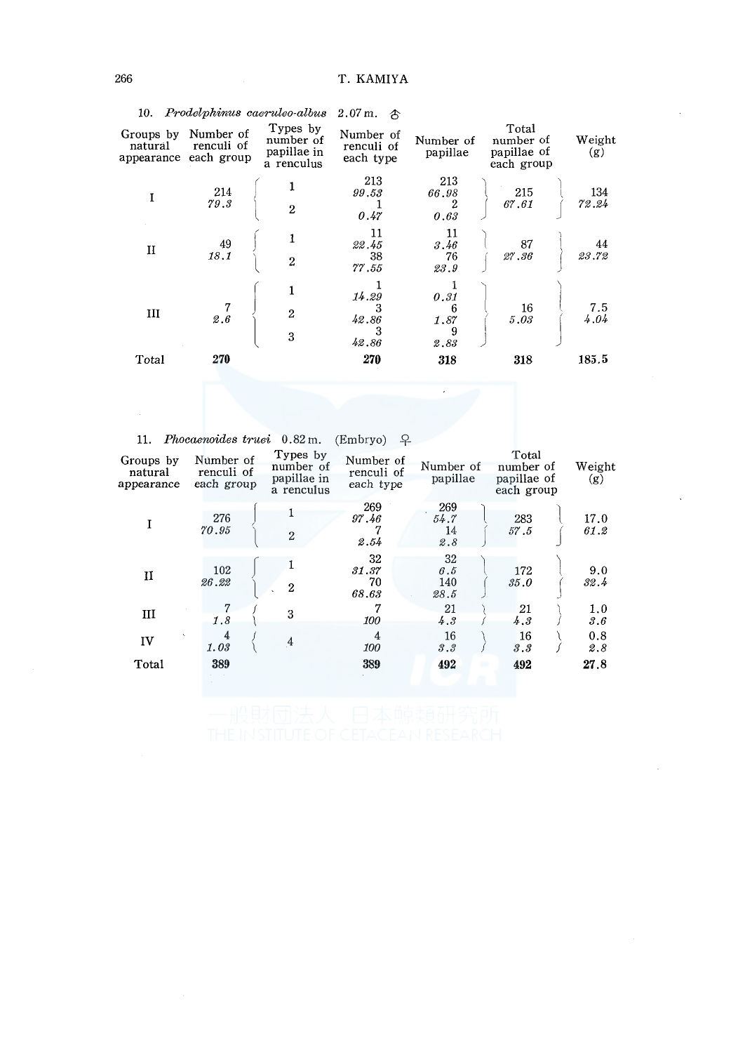10. *Prodelphinus caeruleo-albus* 2.07 m. ♂

| Groups by natural appearance | Number of renculi of each group | Types by number of papillae in a renculus | Number of renculi of each type | Number of papillae | Total number of papillae of each group | Weight (g) |
|---|---|---|---|---|---|---|
| I | 214<br>*79.3* | 1 | 213<br>*99.53* | 213<br>*66.98* | 215<br>*67.61* | 134<br>*72.24* |
| | | 2 | 1<br>*0.47* | 2<br>*0.63* | | |
| II | 49<br>*18.1* | 1 | 11<br>*22.45* | 11<br>*3.46* | 87<br>*27.36* | 44<br>*23.72* |
| | | 2 | 38<br>*77.55* | 76<br>*23.9* | | |
| III | 7<br>*2.6* | 1 | 1<br>*14.29* | 1<br>*0.31* | 16<br>*5.03* | 7.5<br>*4.04* |
| | | 2 | 3<br>*42.86* | 6<br>*1.87* | | |
| | | 3 | 3<br>*42.86* | 9<br>*2.83* | | |
| Total | **270** | | **270** | **318** | **318** | **185.5** |

11. *Phocaenoides truei* 0.82 m. (Embryo) ♀

| Groups by natural appearance | Number of renculi of each group | Types by number of papillae in a renculus | Number of renculi of each type | Number of papillae | Total number of papillae of each group | Weight (g) |
|---|---|---|---|---|---|---|
| I | 276<br>*70.95* | 1 | 269<br>*97.46* | 269<br>*54.7* | 283<br>*57.5* | 17.0<br>*61.2* |
| | | 2 | 7<br>*2.54* | 14<br>*2.8* | | |
| II | 102<br>*26.22* | 1 | 32<br>*31.37* | 32<br>*6.5* | 172<br>*35.0* | 9.0<br>*32.4* |
| | | 2 | 70<br>*68.63* | 140<br>*28.5* | | |
| III | 7<br>*1.8* | 3 | 7<br>*100* | 21<br>*4.3* | 21<br>*4.3* | 1.0<br>*3.6* |
| IV | 4<br>*1.03* | 4 | 4<br>*100* | 16<br>*3.3* | 16<br>*3.3* | 0.8<br>*2.8* |
| Total | **389** | | **389** | **492** | **492** | **27.8** |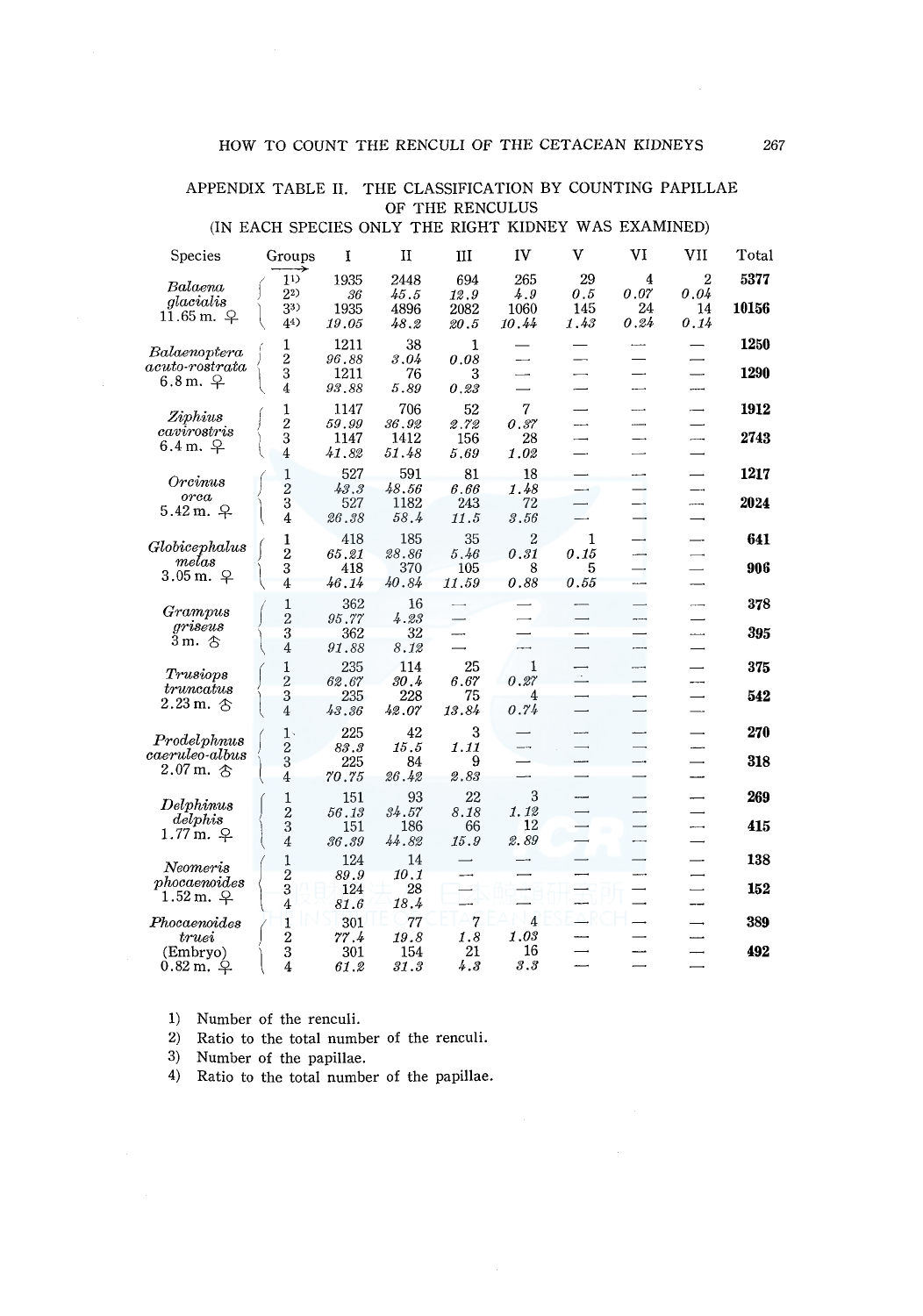## APPENDIX TABLE II. THE CLASSIFICATION BY COUNTING PAPILLAE OF THE RENCULUS (IN EACH SPECIES ONLY THE RIGHT KIDNEY WAS EXAMINED)

| Species | Groups | I | II | III | IV | V | VI | VII | Total |
|---|---|---|---|---|---|---|---|---|---|
| *Balaena glacialis* 11.65 m. ♀ | 1[1] | 1935 | 2448 | 694 | 265 | 29 | 4 | 2 | **5377** |
| | 2[2] | *36* | *45.5* | *12.9* | *4.9* | *0.5* | *0.07* | *0.04* | |
| | 3[3] | 1935 | 4896 | 2082 | 1060 | 145 | 24 | 14 | **10156** |
| | 4[4] | *19.05* | *48.2* | *20.5* | *10.44* | *1.43* | *0.24* | *0.14* | |
| *Balaenoptera acuto-rostrata* 6.8 m. ♀ | 1 | 1211 | 38 | 1 | — | — | — | — | **1250** |
| | 2 | *96.88* | *3.04* | *0.08* | — | — | — | — | |
| | 3 | 1211 | 76 | 3 | — | — | — | — | **1290** |
| | 4 | *93.88* | *5.89* | *0.23* | — | — | — | — | |
| *Ziphius cavirostris* 6.4 m. ♀ | 1 | 1147 | 706 | 52 | 7 | — | — | — | **1912** |
| | 2 | *59.99* | *36.92* | *2.72* | *0.37* | — | — | — | |
| | 3 | 1147 | 1412 | 156 | 28 | — | — | — | **2743** |
| | 4 | *41.82* | *51.48* | *5.69* | *1.02* | — | — | — | |
| *Orcinus orca* 5.42 m. ♀ | 1 | 527 | 591 | 81 | 18 | — | — | — | **1217** |
| | 2 | *43.3* | *48.56* | *6.66* | *1.48* | — | — | — | |
| | 3 | 527 | 1182 | 243 | 72 | — | — | — | **2024** |
| | 4 | *26.38* | *58.4* | *11.5* | *3.56* | — | — | — | |
| *Globicephalus melas* 3.05 m. ♀ | 1 | 418 | 185 | 35 | 2 | 1 | — | — | **641** |
| | 2 | *65.21* | *28.86* | *5.46* | *0.31* | *0.15* | — | — | |
| | 3 | 418 | 370 | 105 | 8 | 5 | — | — | **906** |
| | 4 | *46.14* | *40.84* | *11.59* | *0.88* | *0.55* | — | — | |
| *Grampus griseus* 3 m. ♂ | 1 | 362 | 16 | — | — | — | — | — | **378** |
| | 2 | *95.77* | *4.23* | — | — | — | — | — | |
| | 3 | 362 | 32 | — | — | — | — | — | **395** |
| | 4 | *91.88* | *8.12* | — | — | — | — | — | |
| *Trusiops truncatus* 2.23 m. ♂ | 1 | 235 | 114 | 25 | 1 | — | — | — | **375** |
| | 2 | *62.67* | *30.4* | *6.67* | *0.27* | — | — | — | |
| | 3 | 235 | 228 | 75 | 4 | — | — | — | **542** |
| | 4 | *43.36* | *42.07* | *13.84* | *0.74* | — | — | — | |
| *Prodelphnus caeruleo-albus* 2.07 m. ♂ | 1 | 225 | 42 | 3 | — | — | — | — | **270** |
| | 2 | *83.3* | *15.5* | *1.11* | — | — | — | — | |
| | 3 | 225 | 84 | 9 | — | — | — | — | **318** |
| | 4 | *70.75* | *26.42* | *2.83* | — | — | — | — | |
| *Delphinus delphis* 1.77 m. ♀ | 1 | 151 | 93 | 22 | 3 | — | — | — | **269** |
| | 2 | *56.13* | *34.57* | *8.18* | *1.12* | — | — | — | |
| | 3 | 151 | 186 | 66 | 12 | — | — | — | **415** |
| | 4 | *36.39* | *44.82* | *15.9* | *2.89* | — | — | — | |
| *Neomeris phocaenoides* 1.52 m. ♀ | 1 | 124 | 14 | — | — | — | — | — | **138** |
| | 2 | *89.9* | *10.1* | — | — | — | — | — | |
| | 3 | 124 | 28 | — | — | — | — | — | **152** |
| | 4 | *81.6* | *18.4* | — | — | — | — | — | |
| *Phocaenoides truei* (Embryo) 0.82 m. ♀ | 1 | 301 | 77 | 7 | 4 | — | — | — | **389** |
| | 2 | *77.4* | *19.8* | *1.8* | *1.03* | — | — | — | |
| | 3 | 301 | 154 | 21 | 16 | — | — | — | **492** |
| | 4 | *61.2* | *31.3* | *4.3* | *3.3* | — | — | — | |

1) Number of the renculi.
2) Ratio to the total number of the renculi.
3) Number of the papillae.
4) Ratio to the total number of the papillae.